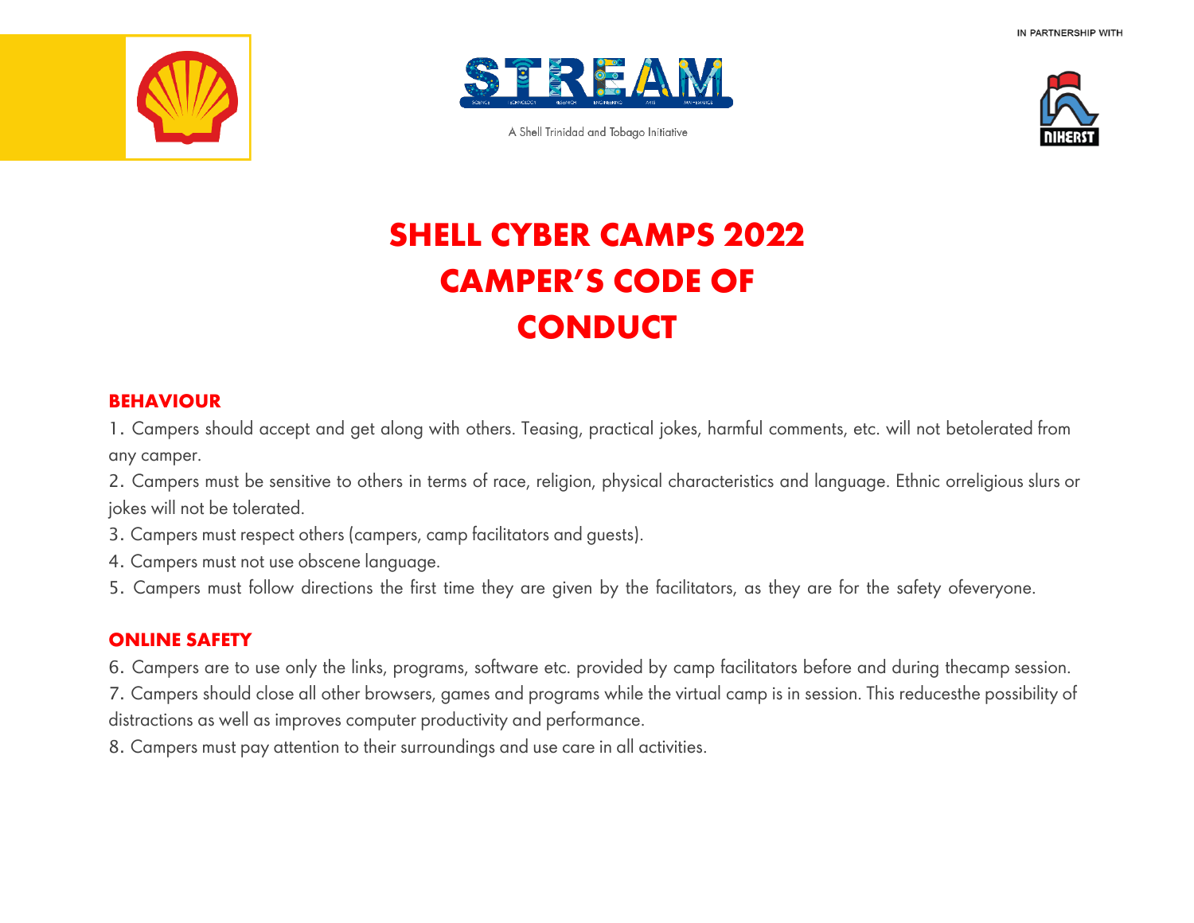IN PARTNERSHIP WITH

A Shell Trinidad and Tobago Initiative

# SHELL CYBER CAMPS 2022 CAMPER'S CODE OF CONDUCT

## BEHAVIOUR

1. Campers should accept and get along with others. Teasing, practical jokes, harmful comments, etc. will not betolerated from any camper.
2. Campers must be sensitive to others in terms of race, religion, physical characteristics and language. Ethnic orreligious slurs or jokes will not be tolerated.
3. Campers must respect others (campers, camp facilitators and guests).
4. Campers must not use obscene language.
5. Campers must follow directions the first time they are given by the facilitators, as they are for the safety ofeveryone.

## ONLINE SAFETY

6. Campers are to use only the links, programs, software etc. provided by camp facilitators before and during thecamp session.
7. Campers should close all other browsers, games and programs while the virtual camp is in session. This reducesthe possibility of distractions as well as improves computer productivity and performance.
8. Campers must pay attention to their surroundings and use care in all activities.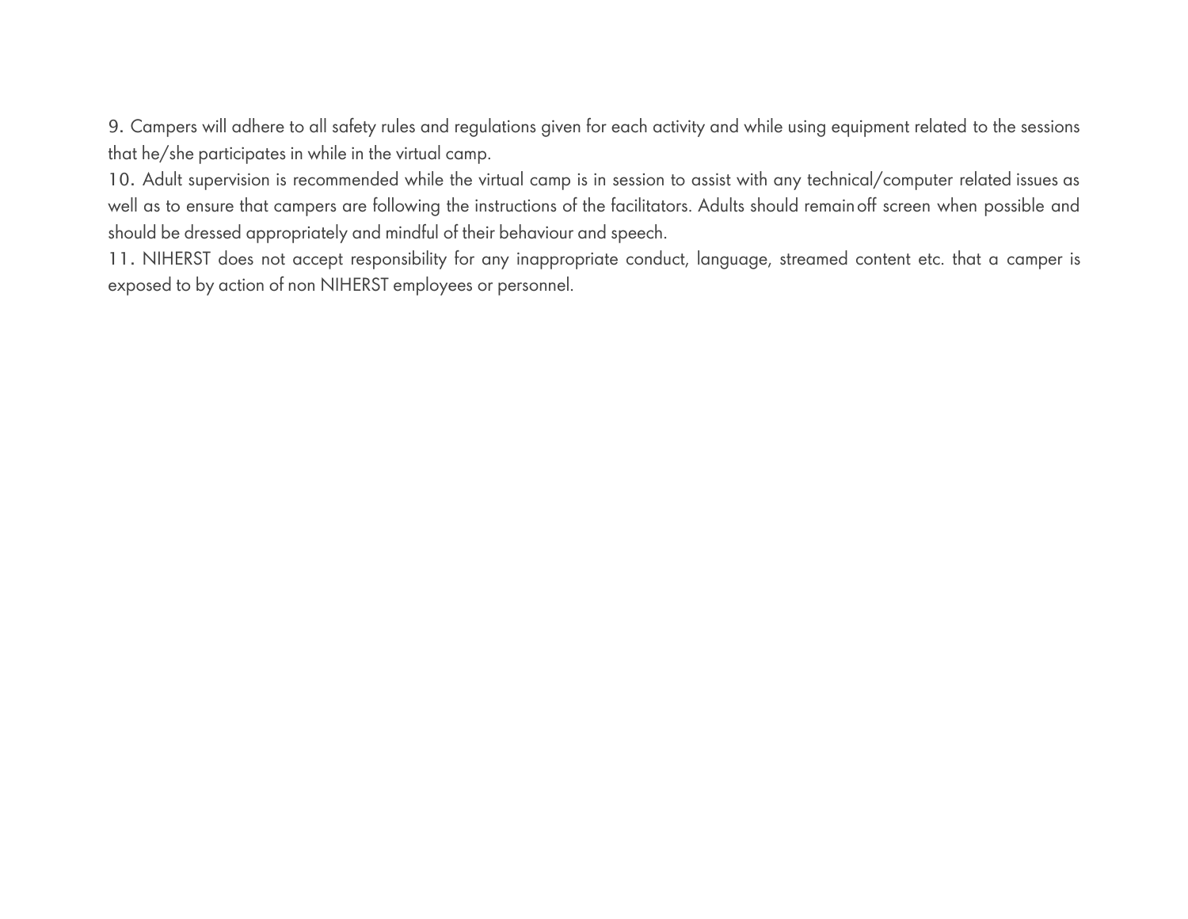9. Campers will adhere to all safety rules and regulations given for each activity and while using equipment related to the sessions that he/she participates in while in the virtual camp.

10. Adult supervision is recommended while the virtual camp is in session to assist with any technical/computer related issues as well as to ensure that campers are following the instructions of the facilitators. Adults should remain off screen when possible and should be dressed appropriately and mindful of their behaviour and speech.

11. NIHERST does not accept responsibility for any inappropriate conduct, language, streamed content etc. that a camper is exposed to by action of non NIHERST employees or personnel.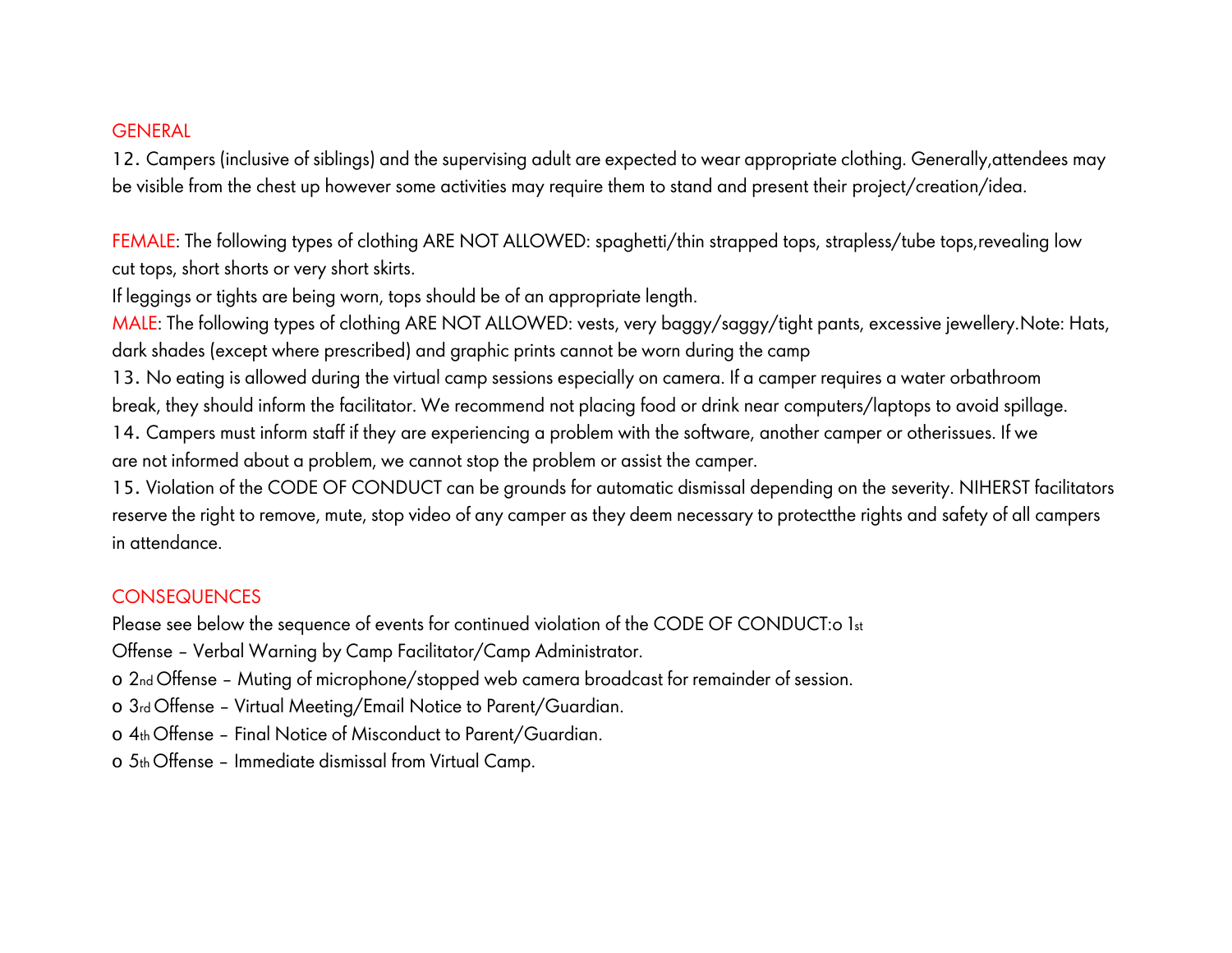## GENERAL

12. Campers (inclusive of siblings) and the supervising adult are expected to wear appropriate clothing. Generally,attendees may be visible from the chest up however some activities may require them to stand and present their project/creation/idea.

FEMALE: The following types of clothing ARE NOT ALLOWED: spaghetti/thin strapped tops, strapless/tube tops,revealing low cut tops, short shorts or very short skirts.
If leggings or tights are being worn, tops should be of an appropriate length.
MALE: The following types of clothing ARE NOT ALLOWED: vests, very baggy/saggy/tight pants, excessive jewellery.Note: Hats, dark shades (except where prescribed) and graphic prints cannot be worn during the camp

13. No eating is allowed during the virtual camp sessions especially on camera. If a camper requires a water orbathroom break, they should inform the facilitator. We recommend not placing food or drink near computers/laptops to avoid spillage.

14. Campers must inform staff if they are experiencing a problem with the software, another camper or otherissues. If we are not informed about a problem, we cannot stop the problem or assist the camper.

15. Violation of the CODE OF CONDUCT can be grounds for automatic dismissal depending on the severity. NIHERST facilitators reserve the right to remove, mute, stop video of any camper as they deem necessary to protectthe rights and safety of all campers in attendance.

## CONSEQUENCES

Please see below the sequence of events for continued violation of the CODE OF CONDUCT:

- 1st Offense – Verbal Warning by Camp Facilitator/Camp Administrator.
- 2nd Offense – Muting of microphone/stopped web camera broadcast for remainder of session.
- 3rd Offense – Virtual Meeting/Email Notice to Parent/Guardian.
- 4th Offense – Final Notice of Misconduct to Parent/Guardian.
- 5th Offense – Immediate dismissal from Virtual Camp.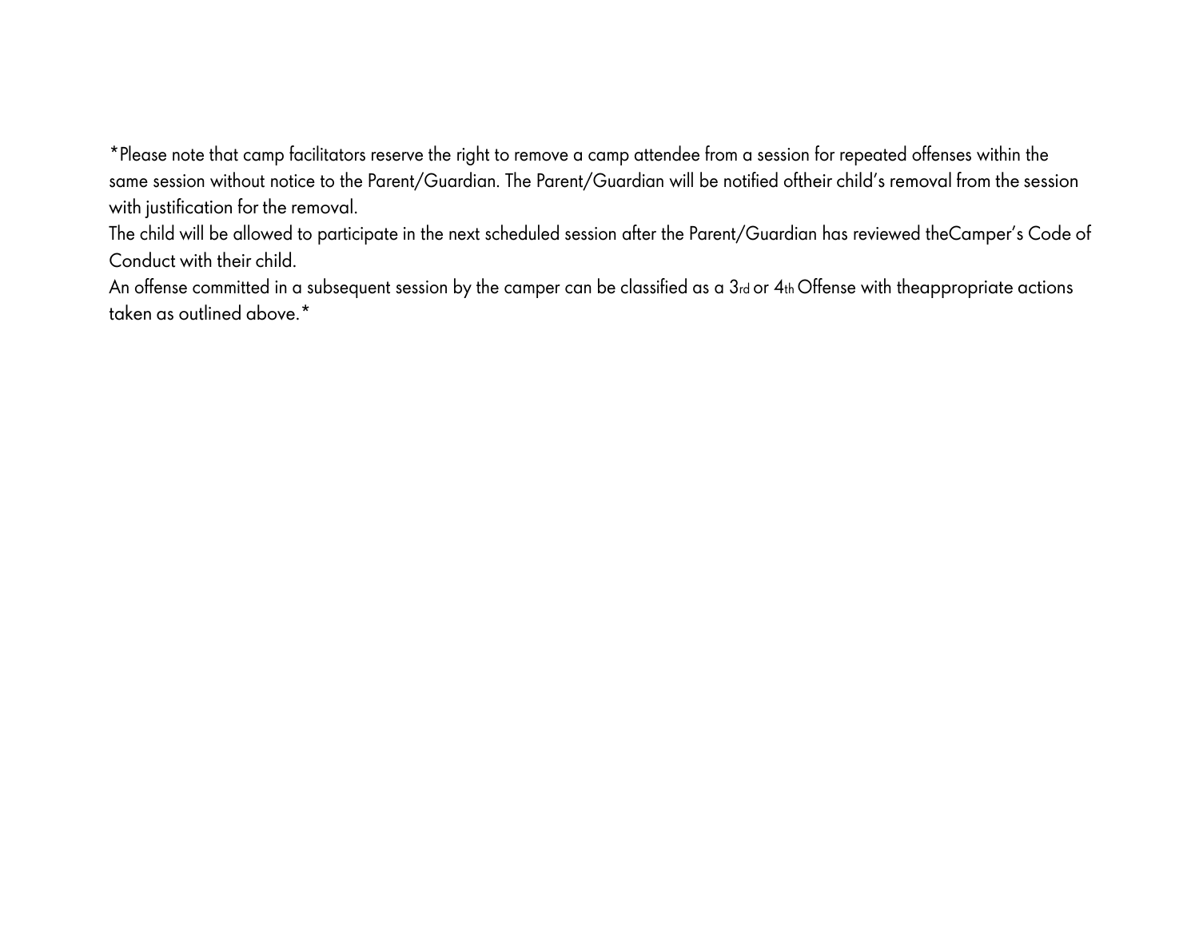*Please note that camp facilitators reserve the right to remove a camp attendee from a session for repeated offenses within the same session without notice to the Parent/Guardian. The Parent/Guardian will be notified oftheir child's removal from the session with justification for the removal.

The child will be allowed to participate in the next scheduled session after the Parent/Guardian has reviewed theCamper's Code of Conduct with their child.

An offense committed in a subsequent session by the camper can be classified as a 3rd or 4th Offense with theappropriate actions taken as outlined above.*